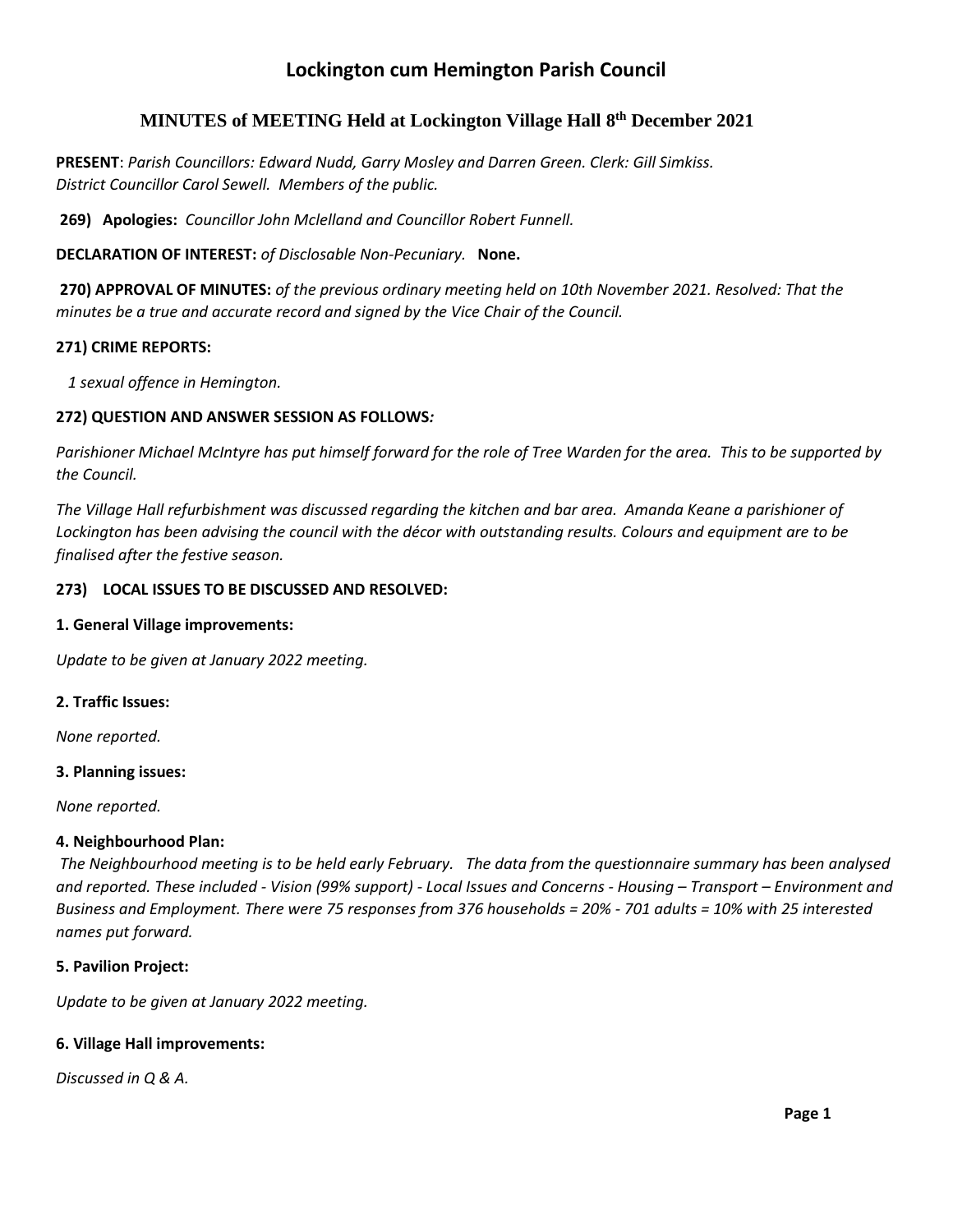# Lockington cum Hemington Parish Council

## MINUTES of MEETING Held at Lockington Village Hall 8th December 2021

**PRESENT**: *Parish Councillors: Edward Nudd, Garry Mosley and Darren Green. Clerk: Gill Simkiss. District Councillor Carol Sewell. Members of the public.*

**269) Apologies:** *Councillor John Mclelland and Councillor Robert Funnell.*

**DECLARATION OF INTEREST:** *of Disclosable Non-Pecuniary.* **None.**

**270) APPROVAL OF MINUTES:** *of the previous ordinary meeting held on 10th November 2021. Resolved: That the minutes be a true and accurate record and signed by the Vice Chair of the Council.*

**271) CRIME REPORTS:**

*1 sexual offence in Hemington.*

**272) QUESTION AND ANSWER SESSION AS FOLLOWS***:*

*Parishioner Michael McIntyre has put himself forward for the role of Tree Warden for the area. This to be supported by the Council.*

*The Village Hall refurbishment was discussed regarding the kitchen and bar area. Amanda Keane a parishioner of Lockington has been advising the council with the décor with outstanding results. Colours and equipment are to be finalised after the festive season.*

**273) LOCAL ISSUES TO BE DISCUSSED AND RESOLVED:**

**1. General Village improvements:**

*Update to be given at January 2022 meeting.*

**2. Traffic Issues:**

*None reported.*

**3. Planning issues:**

*None reported.*

**4. Neighbourhood Plan:**

*The Neighbourhood meeting is to be held early February. The data from the questionnaire summary has been analysed and reported. These included - Vision (99% support) - Local Issues and Concerns - Housing – Transport – Environment and Business and Employment. There were 75 responses from 376 households = 20% - 701 adults = 10% with 25 interested names put forward.*

**5. Pavilion Project:**

*Update to be given at January 2022 meeting.*

**6. Village Hall improvements:**

*Discussed in Q & A.*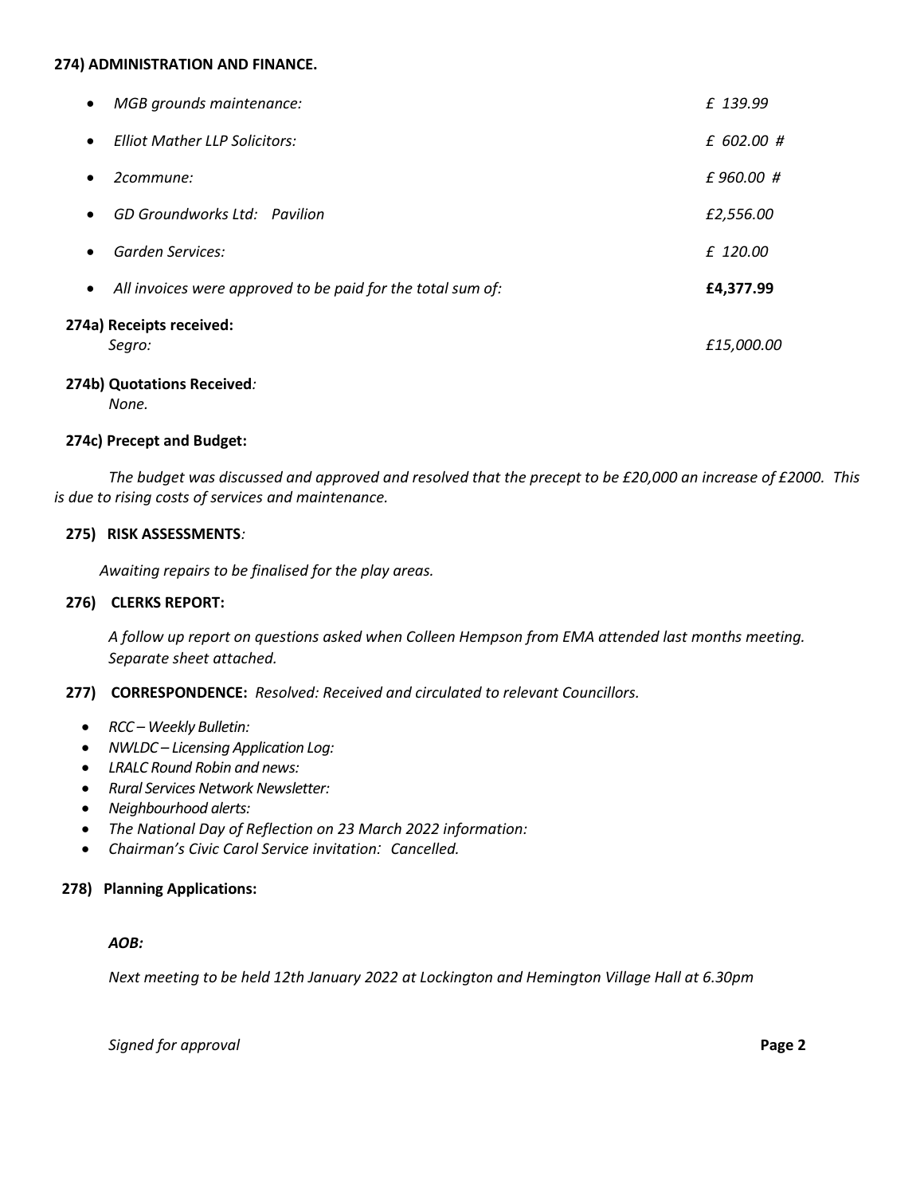**274) ADMINISTRATION AND FINANCE.**

| | |
|---|---|
| • *MGB grounds maintenance:* | *£ 139.99* |
| • *Elliot Mather LLP Solicitors:* | *£ 602.00 #* |
| • *2commune:* | *£ 960.00 #* |
| • *GD Groundworks Ltd: Pavilion* | *£2,556.00* |
| • *Garden Services:* | *£ 120.00* |
| • *All invoices were approved to be paid for the total sum of:* | **£4,377.99** |

**274a) Receipts received:**

*Segro:* *£15,000.00*

**274b) Quotations Received***:*

*None.*

**274c) Precept and Budget:**

*The budget was discussed and approved and resolved that the precept to be £20,000 an increase of £2000. This is due to rising costs of services and maintenance.*

**275) RISK ASSESSMENTS***:*

*Awaiting repairs to be finalised for the play areas.*

**276) CLERKS REPORT:**

*A follow up report on questions asked when Colleen Hempson from EMA attended last months meeting. Separate sheet attached.*

**277) CORRESPONDENCE:** *Resolved: Received and circulated to relevant Councillors.*

- *RCC – Weekly Bulletin:*
- *NWLDC – Licensing Application Log:*
- *LRALC Round Robin and news:*
- *Rural Services Network Newsletter:*
- *Neighbourhood alerts:*
- *The National Day of Reflection on 23 March 2022 information:*
- *Chairman's Civic Carol Service invitation: Cancelled.*

**278) Planning Applications:**

***AOB:***

*Next meeting to be held 12th January 2022 at Lockington and Hemington Village Hall at 6.30pm*

*Signed for approval*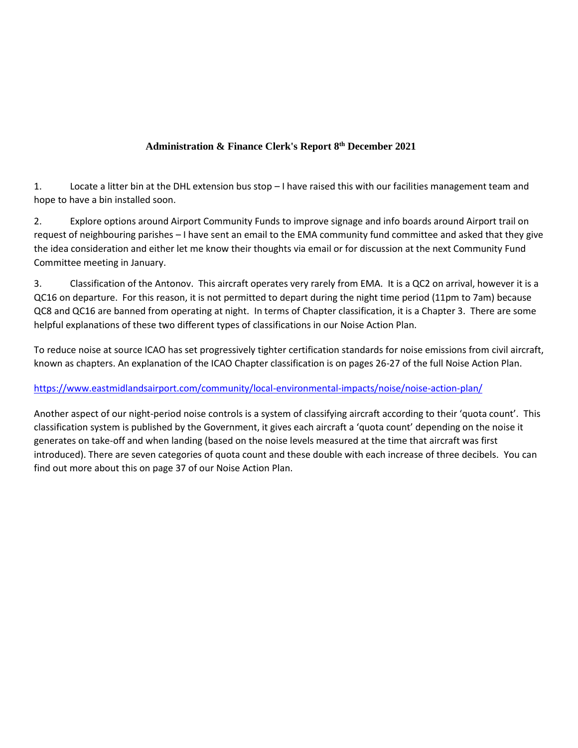# Administration & Finance Clerk's Report 8th December 2021

1. Locate a litter bin at the DHL extension bus stop – I have raised this with our facilities management team and hope to have a bin installed soon.

2. Explore options around Airport Community Funds to improve signage and info boards around Airport trail on request of neighbouring parishes – I have sent an email to the EMA community fund committee and asked that they give the idea consideration and either let me know their thoughts via email or for discussion at the next Community Fund Committee meeting in January.

3. Classification of the Antonov. This aircraft operates very rarely from EMA. It is a QC2 on arrival, however it is a QC16 on departure. For this reason, it is not permitted to depart during the night time period (11pm to 7am) because QC8 and QC16 are banned from operating at night. In terms of Chapter classification, it is a Chapter 3. There are some helpful explanations of these two different types of classifications in our Noise Action Plan.

To reduce noise at source ICAO has set progressively tighter certification standards for noise emissions from civil aircraft, known as chapters. An explanation of the ICAO Chapter classification is on pages 26-27 of the full Noise Action Plan.

https://www.eastmidlandsairport.com/community/local-environmental-impacts/noise/noise-action-plan/

Another aspect of our night-period noise controls is a system of classifying aircraft according to their 'quota count'. This classification system is published by the Government, it gives each aircraft a 'quota count' depending on the noise it generates on take-off and when landing (based on the noise levels measured at the time that aircraft was first introduced). There are seven categories of quota count and these double with each increase of three decibels. You can find out more about this on page 37 of our Noise Action Plan.